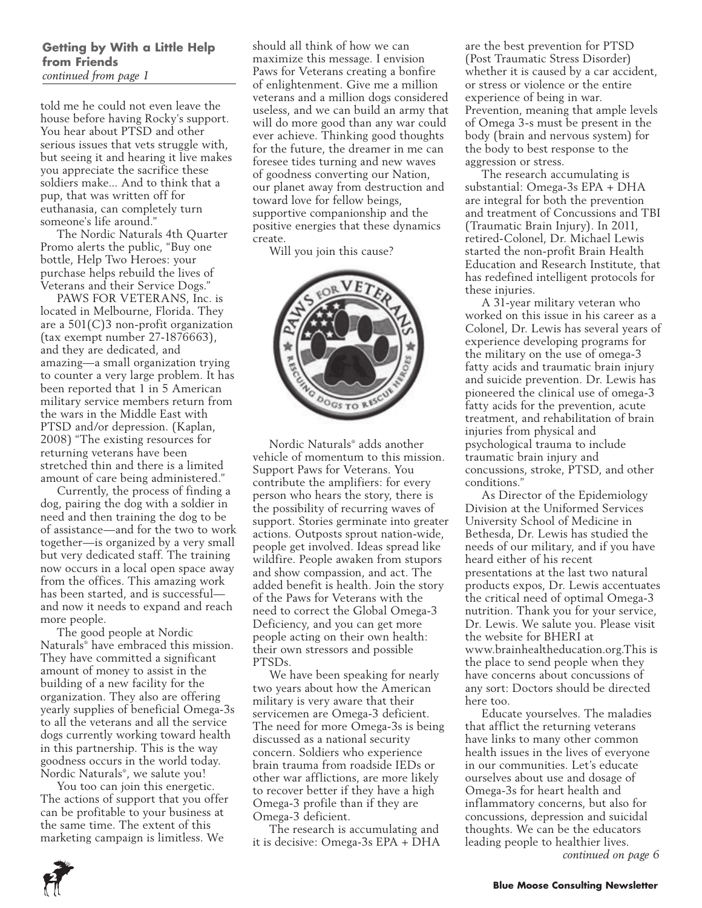**Getting by With a Little Help from Friends**
*continued from page 1*

told me he could not even leave the house before having Rocky's support. You hear about PTSD and other serious issues that vets struggle with, but seeing it and hearing it live makes you appreciate the sacrifice these soldiers make... And to think that a pup, that was written off for euthanasia, can completely turn someone's life around."

The Nordic Naturals 4th Quarter Promo alerts the public, "Buy one bottle, Help Two Heroes: your purchase helps rebuild the lives of Veterans and their Service Dogs."

PAWS FOR VETERANS, Inc. is located in Melbourne, Florida. They are a 501(C)3 non-profit organization (tax exempt number 27-1876663), and they are dedicated, and amazing—a small organization trying to counter a very large problem. It has been reported that 1 in 5 American military service members return from the wars in the Middle East with PTSD and/or depression. (Kaplan, 2008) "The existing resources for returning veterans have been stretched thin and there is a limited amount of care being administered."

Currently, the process of finding a dog, pairing the dog with a soldier in need and then training the dog to be of assistance—and for the two to work together—is organized by a very small but very dedicated staff. The training now occurs in a local open space away from the offices. This amazing work has been started, and is successful—and now it needs to expand and reach more people.

The good people at Nordic Naturals® have embraced this mission. They have committed a significant amount of money to assist in the building of a new facility for the organization. They also are offering yearly supplies of beneficial Omega-3s to all the veterans and all the service dogs currently working toward health in this partnership. This is the way goodness occurs in the world today. Nordic Naturals®, we salute you!

You too can join this energetic. The actions of support that you offer can be profitable to your business at the same time. The extent of this marketing campaign is limitless. We should all think of how we can maximize this message. I envision Paws for Veterans creating a bonfire of enlightenment. Give me a million veterans and a million dogs considered useless, and we can build an army that will do more good than any war could ever achieve. Thinking good thoughts for the future, the dreamer in me can foresee tides turning and new waves of goodness converting our Nation, our planet away from destruction and toward love for fellow beings, supportive companionship and the positive energies that these dynamics create.

Will you join this cause?

Nordic Naturals® adds another vehicle of momentum to this mission. Support Paws for Veterans. You contribute the amplifiers: for every person who hears the story, there is the possibility of recurring waves of support. Stories germinate into greater actions. Outposts sprout nation-wide, people get involved. Ideas spread like wildfire. People awaken from stupors and show compassion, and act. The added benefit is health. Join the story of the Paws for Veterans with the need to correct the Global Omega-3 Deficiency, and you can get more people acting on their own health: their own stressors and possible PTSDs.

We have been speaking for nearly two years about how the American military is very aware that their servicemen are Omega-3 deficient. The need for more Omega-3s is being discussed as a national security concern. Soldiers who experience brain trauma from roadside IEDs or other war afflictions, are more likely to recover better if they have a high Omega-3 profile than if they are Omega-3 deficient.

The research is accumulating and it is decisive: Omega-3s EPA + DHA are the best prevention for PTSD (Post Traumatic Stress Disorder) whether it is caused by a car accident, or stress or violence or the entire experience of being in war. Prevention, meaning that ample levels of Omega 3-s must be present in the body (brain and nervous system) for the body to best response to the aggression or stress.

The research accumulating is substantial: Omega-3s EPA + DHA are integral for both the prevention and treatment of Concussions and TBI (Traumatic Brain Injury). In 2011, retired-Colonel, Dr. Michael Lewis started the non-profit Brain Health Education and Research Institute, that has redefined intelligent protocols for these injuries.

A 31-year military veteran who worked on this issue in his career as a Colonel, Dr. Lewis has several years of experience developing programs for the military on the use of omega-3 fatty acids and traumatic brain injury and suicide prevention. Dr. Lewis has pioneered the clinical use of omega-3 fatty acids for the prevention, acute treatment, and rehabilitation of brain injuries from physical and psychological trauma to include traumatic brain injury and concussions, stroke, PTSD, and other conditions."

As Director of the Epidemiology Division at the Uniformed Services University School of Medicine in Bethesda, Dr. Lewis has studied the needs of our military, and if you have heard either of his recent presentations at the last two natural products expos, Dr. Lewis accentuates the critical need of optimal Omega-3 nutrition. Thank you for your service, Dr. Lewis. We salute you. Please visit the website for BHERI at www.brainhealtheducation.org.This is the place to send people when they have concerns about concussions of any sort: Doctors should be directed here too.

Educate yourselves. The maladies that afflict the returning veterans have links to many other common health issues in the lives of everyone in our communities. Let's educate ourselves about use and dosage of Omega-3s for heart health and inflammatory concerns, but also for concussions, depression and suicidal thoughts. We can be the educators leading people to healthier lives.

*continued on page 6*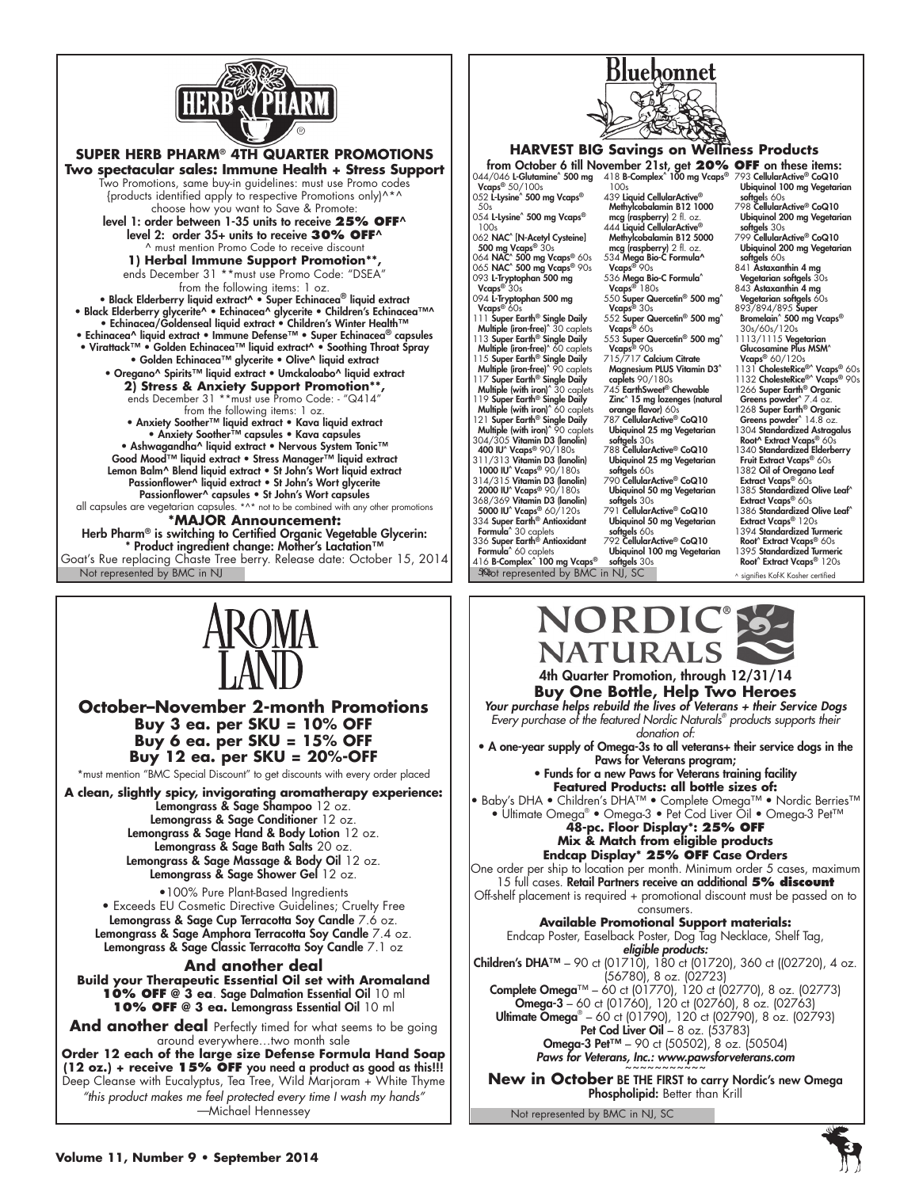## HERB PHARM

### SUPER HERB PHARM® 4TH QUARTER PROMOTIONS

**Two spectacular sales: Immune Health + Stress Support**

Two Promotions, same buy-in guidelines: must use Promo codes {products identified apply to respective Promotions only}^*^ choose how you want to Save & Promote:

level 1: order between 1-35 units to receive **25% OFF**^

level 2: order 35+ units to receive **30% OFF**^

^ must mention Promo Code to receive discount

**1) Herbal Immune Support Promotion\*\*,**

ends December 31 **must use Promo Code: "DSEA"

from the following items: 1 oz.

- Black Elderberry liquid extract^ • Super Echinacea® liquid extract
- Black Elderberry glycerite^ • Echinacea^ glycerite • Children's Echinacea™^
- Echinacea/Goldenseal liquid extract • Children's Winter Health™
- Echinacea^ liquid extract • Immune Defense™ • Super Echinacea® capsules
- Virattack™ • Golden Echinacea™ liquid extract^ • Soothing Throat Spray
- Golden Echinacea™ glycerite • Olive^ liquid extract
- Oregano^ Spirits™ liquid extract • Umckaloabo^ liquid extract

**2) Stress & Anxiety Support Promotion\*\*,**

ends December 31 **must use Promo Code: - "Q414"

from the following items: 1 oz.

- Anxiety Soother™ liquid extract • Kava liquid extract
- Anxiety Soother™ capsules • Kava capsules
- Ashwagandha^ liquid extract • Nervous System Tonic™
- Good Mood™ liquid extract • Stress Manager™ liquid extract
- Lemon Balm^ Blend liquid extract • St John's Wort liquid extract
- Passionflower^ liquid extract • St John's Wort glycerite
- Passionflower^ capsules • St John's Wort capsules

all capsules are vegetarian capsules. *^* not to be combined with any other promotions

**\*MAJOR Announcement:**

**Herb Pharm® is switching to Certified Organic Vegetable Glycerin:**

**\* Product ingredient change: Mother's Lactation™**

Goat's Rue replacing Chaste Tree berry. Release date: October 15, 2014

Not represented by BMC in NJ

## Bluebonnet

### HARVEST BIG Savings on Wellness Products

from October 6 till November 21st, get **20% OFF** on these items:

044/046 **L-Glutamine^ 500 mg Vcaps®** 50/100s
052 **L-Lysine^ 500 mg Vcaps®** 50s
054 **L-Lysine^ 500 mg Vcaps®** 100s
062 **NAC^ [N-Acetyl Cysteine] 500 mg Vcaps®** 30s
064 **NAC^ 500 mg Vcaps®** 60s
065 **NAC^ 500 mg Vcaps®** 90s
093 **L-Tryptophan 500 mg Vcaps®** 30s
094 **L-Tryptophan 500 mg Vcaps®** 60s
111 **Super Earth® Single Daily Multiple (iron-free)^** 30 caplets
113 **Super Earth® Single Daily Multiple (iron-free)^** 60 caplets
115 **Super Earth® Single Daily Multiple (iron-free)^** 90 caplets
117 **Super Earth® Single Daily Multiple (with iron)^** 30 caplets
119 **Super Earth® Single Daily Multiple (with iron)^** 60 caplets
121 **Super Earth® Single Daily Multiple (with iron)^** 90 caplets
304/305 **Vitamin D3 (lanolin) 400 IU^ Vcaps®** 90/180s
311/313 **Vitamin D3 (lanolin) 1000 IU^ Vcaps®** 90/180s
314/315 **Vitamin D3 (lanolin) 2000 IU^ Vcaps®** 90/180s
368/369 **Vitamin D3 (lanolin) 5000 IU^ Vcaps®** 60/120s
334 **Super Earth® Antioxidant Formula^** 30 caplets
336 **Super Earth® Antioxidant Formula^** 60 caplets
416 **B-Complex^ 100 mg Vcaps®** 50s
418 **B-Complex^ 100 mg Vcaps®** 100s
439 **Liquid CellularActive® Methylcobalamin B12 1000 mcg (raspberry)** 2 fl. oz.
444 **Liquid CellularActive® Methylcobalamin B12 5000 mcg (raspberry)** 2 fl. oz.
534 **Mega Bio-C Formula^ Vcaps®** 90s
536 **Mega Bio-C Formula^ Vcaps®** 180s
550 **Super Quercetin® 500 mg^ Vcaps®** 30s
552 **Super Quercetin® 500 mg^ Vcaps®** 60s
553 **Super Quercetin® 500 mg^ Vcaps®** 90s
715/717 **Calcium Citrate Magnesium PLUS Vitamin D3^ caplets** 90/180s
745 **EarthSweet® Chewable Zinc^ 15 mg lozenges (natural orange flavor)** 60s
787 **CellularActive® CoQ10 Ubiquinol 25 mg Vegetarian softgels** 30s
788 **CellularActive® CoQ10 Ubiquinol 25 mg Vegetarian softgels** 60s
790 **CellularActive® CoQ10 Ubiquinol 50 mg Vegetarian softgels** 30s
791 **CellularActive® CoQ10 Ubiquinol 50 mg Vegetarian softgels** 60s
792 **CellularActive® CoQ10 Ubiquinol 100 mg Vegetarian softgels** 30s
793 **CellularActive® CoQ10 Ubiquinol 100 mg Vegetarian softgels** 60s
798 **CellularActive® CoQ10 Ubiquinol 200 mg Vegetarian softgels** 30s
799 **CellularActive® CoQ10 Ubiquinol 200 mg Vegetarian softgels** 60s
841 **Astaxanthin 4 mg Vegetarian softgels** 30s
843 **Astaxanthin 4 mg Vegetarian softgels** 60s
893/894/895 **Super Bromelain^ 500 mg Vcaps®** 30s/60s/120s
1113/1115 **Vegetarian Glucosamine Plus MSM^ Vcaps®** 60/120s
1131 **CholesteRice®^ Vcaps®** 60s
1132 **CholesteRice®^ Vcaps®** 90s
1266 **Super Earth® Organic Greens powder^** 7.4 oz.
1268 **Super Earth® Organic Greens powder^** 14.8 oz.
1304 **Standardized Astragalus Root^ Extract Vcaps®** 60s
1340 **Standardized Elderberry Fruit Extract Vcaps®** 60s
1382 **Oil of Oregano Leaf Extract Vcaps®** 60s
1385 **Standardized Olive Leaf^ Extract Vcaps®** 60s
1386 **Standardized Olive Leaf^ Extract Vcaps®** 120s
1394 **Standardized Turmeric Root^ Extract Vcaps®** 60s
1395 **Standardized Turmeric Root^ Extract Vcaps®** 120s

Not represented by BMC in NJ, SC

^ signifies Kof-K Kosher certified

## AROMA LAND

### October–November 2-month Promotions

**Buy 3 ea. per SKU = 10% OFF**
**Buy 6 ea. per SKU = 15% OFF**
**Buy 12 ea. per SKU = 20%-OFF**

*must mention "BMC Special Discount" to get discounts with every order placed

**A clean, slightly spicy, invigorating aromatherapy experience:**

Lemongrass & Sage Shampoo 12 oz.
Lemongrass & Sage Conditioner 12 oz.
Lemongrass & Sage Hand & Body Lotion 12 oz.
Lemongrass & Sage Bath Salts 20 oz.
Lemongrass & Sage Massage & Body Oil 12 oz.
Lemongrass & Sage Shower Gel 12 oz.

- 100% Pure Plant-Based Ingredients
- Exceeds EU Cosmetic Directive Guidelines; Cruelty Free

Lemongrass & Sage Cup Terracotta Soy Candle 7.6 oz.
Lemongrass & Sage Amphora Terracotta Soy Candle 7.4 oz.
Lemongrass & Sage Classic Terracotta Soy Candle 7.1 oz

### And another deal

**Build your Therapeutic Essential Oil set with Aromaland**
**10% OFF @ 3 ea**. Sage Dalmation Essential Oil 10 ml
**10% OFF @ 3 ea.** Lemongrass Essential Oil 10 ml

**And another deal** Perfectly timed for what seems to be going around everywhere…two month sale

**Order 12 each of the large size Defense Formula Hand Soap (12 oz.) + receive 15% OFF you need a product as good as this!!!**

Deep Cleanse with Eucalyptus, Tea Tree, Wild Marjoram + White Thyme

*"this product makes me feel protected every time I wash my hands"*
—Michael Hennessey

## NORDIC® NATURALS

4th Quarter Promotion, through 12/31/14

### Buy One Bottle, Help Two Heroes

*Your purchase helps rebuild the lives of Veterans + their Service Dogs*

*Every purchase of the featured Nordic Naturals® products supports their donation of:*

- A one-year supply of Omega-3s to all veterans+ their service dogs in the Paws for Veterans program;
- Funds for a new Paws for Veterans training facility

**Featured Products: all bottle sizes of:**

- Baby's DHA • Children's DHA™ • Complete Omega™ • Nordic Berries™
- Ultimate Omega® • Omega-3 • Pet Cod Liver Oil • Omega-3 Pet™

**48-pc. Floor Display\*: 25% OFF**
**Mix & Match from eligible products**
**Endcap Display\* 25% OFF Case Orders**

One order per ship to location per month. Minimum order 5 cases, maximum 15 full cases. **Retail Partners receive an additional 5% discount**

Off-shelf placement is required + promotional discount must be passed on to consumers.

**Available Promotional Support materials:**

Endcap Poster, Easelback Poster, Dog Tag Necklace, Shelf Tag,

***eligible products:***

**Children's DHA™** – 90 ct (01710), 180 ct (01720), 360 ct ((02720), 4 oz. (56780), 8 oz. (02723)
**Complete Omega™** – 60 ct (01770), 120 ct (02770), 8 oz. (02773)
**Omega-3** – 60 ct (01760), 120 ct (02760), 8 oz. (02763)
**Ultimate Omega®** – 60 ct (01790), 120 ct (02790), 8 oz. (02793)
**Pet Cod Liver Oil** – 8 oz. (53783)
**Omega-3 Pet™** – 90 ct (50502), 8 oz. (50504)

***Paws for Veterans, Inc.: www.pawsforveterans.com***

~~~~~~~~~~~

**New in October** BE THE FIRST to carry Nordic's new Omega **Phospholipid:** Better than Krill

Not represented by BMC in NJ, SC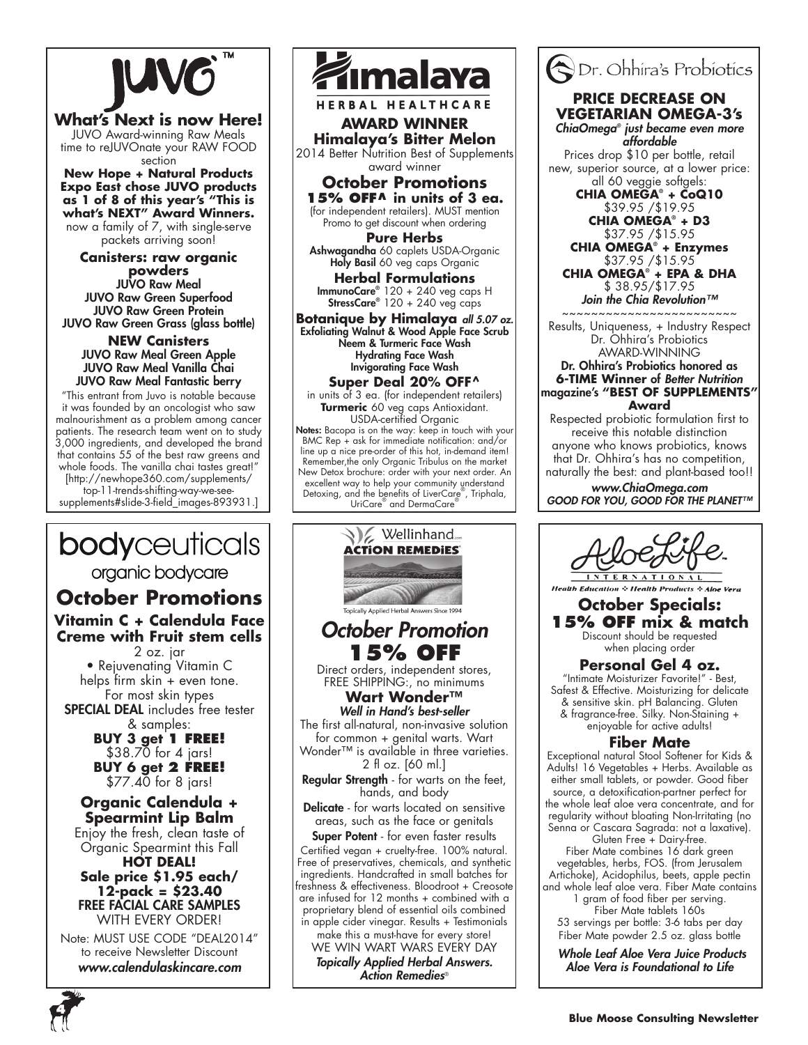# JUVO™

## What's Next is now Here!

JUVO Award-winning Raw Meals time to reJUVOnate your RAW FOOD section

**New Hope + Natural Products Expo East chose JUVO products as 1 of 8 of this year's "This is what's NEXT" Award Winners.**

now a family of 7, with single-serve packets arriving soon!

**Canisters: raw organic powders**

JUVO Raw Meal
JUVO Raw Green Superfood
JUVO Raw Green Protein
JUVO Raw Green Grass (glass bottle)

**NEW Canisters**

JUVO Raw Meal Green Apple
JUVO Raw Meal Vanilla Chai
JUVO Raw Meal Fantastic berry

"This entrant from Juvo is notable because it was founded by an oncologist who saw malnourishment as a problem among cancer patients. The research team went on to study 3,000 ingredients, and developed the brand that contains 55 of the best raw greens and whole foods. The vanilla chai tastes great!" [http://newhope360.com/supplements/top-11-trends-shifting-way-we-see-supplements#slide-3-field_images-893931.]

# Himalaya HERBAL HEALTHCARE

## AWARD WINNER
**Himalaya's Bitter Melon**

2014 Better Nutrition Best of Supplements award winner

## October Promotions
**15% OFF^ in units of 3 ea.**

(for independent retailers). MUST mention Promo to get discount when ordering

**Pure Herbs**

Ashwagandha 60 caplets USDA-Organic
Holy Basil 60 veg caps Organic

**Herbal Formulations**

ImmunoCare® 120 + 240 veg caps H
StressCare® 120 + 240 veg caps

**Botanique by Himalaya** *all 5.07 oz.*

Exfoliating Walnut & Wood Apple Face Scrub
Neem & Turmeric Face Wash
Hydrating Face Wash
Invigorating Face Wash

**Super Deal 20% OFF^**

in units of 3 ea. (for independent retailers)
**Turmeric** 60 veg caps Antioxidant. USDA-certified Organic

**Notes:** Bacopa is on the way: keep in touch with your BMC Rep + ask for immediate notification: and/or line up a nice pre-order of this hot, in-demand item! Remember,the only Organic Tribulus on the market New Detox brochure: order with your next order. An excellent way to help your community understand Detoxing, and the benefits of LiverCare®, Triphala, UriCare® and DermaCare®

# Dr. Ohhira's Probiotics

## PRICE DECREASE ON VEGETARIAN OMEGA-3's

*ChiaOmega® just became even more affordable*

Prices drop $10 per bottle, retail new, superior source, at a lower price: all 60 veggie softgels:

**CHIA OMEGA® + CoQ10**
$39.95 /$19.95
**CHIA OMEGA® + D3**
$37.95 /$15.95
**CHIA OMEGA® + Enzymes**
$37.95 /$15.95
**CHIA OMEGA® + EPA & DHA**
$ 38.95/$17.95

*Join the Chia Revolution™*

~~~~~~~~~~~~~~~~~~~~~~~~

Results, Uniqueness, + Industry Respect Dr. Ohhira's Probiotics AWARD-WINNING

**Dr. Ohhira's Probiotics honored as 6-TIME Winner of *Better Nutrition* magazine's "BEST OF SUPPLEMENTS" Award**

Respected probiotic formulation first to receive this notable distinction anyone who knows probiotics, knows that Dr. Ohhira's has no competition, naturally the best: and plant-based too!!

*www.ChiaOmega.com*
*GOOD FOR YOU, GOOD FOR THE PLANET™*

# bodyceuticals
organic bodycare

## October Promotions

**Vitamin C + Calendula Face Creme with Fruit stem cells**

2 oz. jar
• Rejuvenating Vitamin C helps firm skin + even tone.
For most skin types

**SPECIAL DEAL** includes free tester & samples:

**BUY 3 get 1 FREE!**
$38.70 for 4 jars!
**BUY 6 get 2 FREE!**
$77.40 for 8 jars!

**Organic Calendula + Spearmint Lip Balm**

Enjoy the fresh, clean taste of Organic Spearmint this Fall

**HOT DEAL!**
**Sale price $1.95 each/ 12-pack = $23.40**

**FREE FACIAL CARE SAMPLES** WITH EVERY ORDER!

Note: MUST USE CODE "DEAL2014" to receive Newsletter Discount

*www.calendulaskincare.com*

# Wellinhand ACTION REMEDIES

Topically Applied Herbal Answers Since 1994

## *October Promotion*
**15% OFF**

Direct orders, independent stores, FREE SHIPPING:, no minimums

**Wart Wonder™**
*Well in Hand's best-seller*

The first all-natural, non-invasive solution for common + genital warts. Wart Wonder™ is available in three varieties. 2 fl oz. [60 ml.]

**Regular Strength** - for warts on the feet, hands, and body

**Delicate** - for warts located on sensitive areas, such as the face or genitals

**Super Potent** - for even faster results

Certified vegan + cruelty-free. 100% natural. Free of preservatives, chemicals, and synthetic ingredients. Handcrafted in small batches for freshness & effectiveness. Bloodroot + Creosote are infused for 12 months + combined with a proprietary blend of essential oils combined in apple cider vinegar. Results + Testimonials make this a must-have for every store!

WE WIN WART WARS EVERY DAY

*Topically Applied Herbal Answers. Action Remedies®*

# AloeLife INTERNATIONAL

Health Education ❖ Health Products ❖ Aloe Vera

## October Specials:
**15% OFF mix & match**

Discount should be requested when placing order

**Personal Gel 4 oz.**

"Intimate Moisturizer Favorite!" - Best, Safest & Effective. Moisturizing for delicate & sensitive skin. pH Balancing. Gluten & fragrance-free. Silky. Non-Staining + enjoyable for active adults!

**Fiber Mate**

Exceptional natural Stool Softener for Kids & Adults! 16 Vegetables + Herbs. Available as either small tablets, or powder. Good fiber source, a detoxification-partner perfect for the whole leaf aloe vera concentrate, and for regularity without bloating Non-Irritating (no Senna or Cascara Sagrada: not a laxative). Gluten Free + Dairy-free.

Fiber Mate combines 16 dark green vegetables, herbs, FOS. (from Jerusalem Artichoke), Acidophilus, beets, apple pectin and whole leaf aloe vera. Fiber Mate contains 1 gram of food fiber per serving.

Fiber Mate tablets 160s
53 servings per bottle: 3-6 tabs per day
Fiber Mate powder 2.5 oz. glass bottle

*Whole Leaf Aloe Vera Juice Products*
*Aloe Vera is Foundational to Life*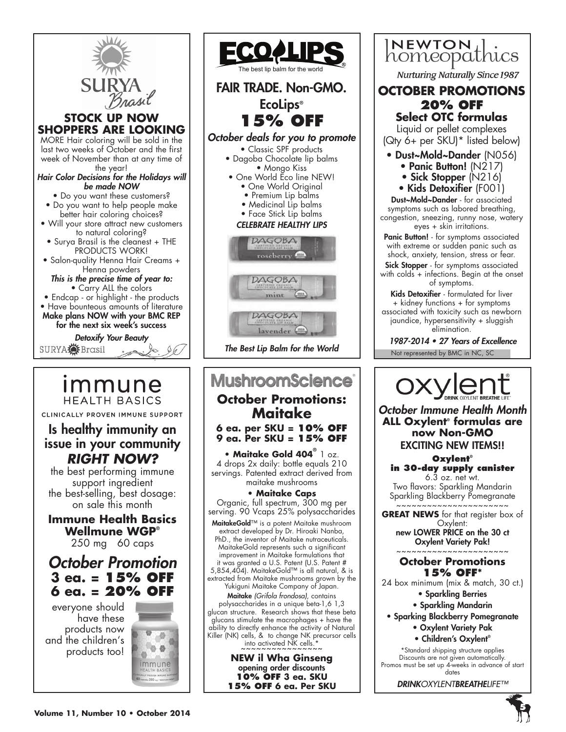## SURYA Brasil

### STOCK UP NOW SHOPPERS ARE LOOKING

MORE Hair coloring will be sold in the last two weeks of October and the first week of November than at any time of the year!

*Hair Color Decisions for the Holidays will be made NOW*

- Do you want these customers?
- Do you want to help people make better hair coloring choices?
- Will your store attract new customers to natural coloring?
- Surya Brasil is the cleanest + THE PRODUCTS WORK!
- Salon-quality Henna Hair Creams + Henna powders

*This is the precise time of year to:*

- Carry ALL the colors
- Endcap - or highlight - the products
- Have bounteous amounts of literature

**Make plans NOW with your BMC REP for the next six week's success**

*Detoxify Your Beauty*

SURYA Brasil

## ECOLIPS

The best lip balm for the world

### FAIR TRADE. Non-GMO. EcoLips® 15% OFF

*October deals for you to promote*

- Classic SPF products
- Dagoba Chocolate lip balms
  - Mongo Kiss
- One World Eco line NEW!
  - One World Original
  - Premium Lip balms
  - Medicinal Lip balms
  - Face Stick Lip balms

*CELEBRATE HEALTHY LIPS*

*The Best Lip Balm for the World*

## NEWTON homeopathics

*Nurturing Naturally Since 1987*

### OCTOBER PROMOTIONS 20% OFF Select OTC formulas

Liquid or pellet complexes (Qty 6+ per SKU)* listed below)

- **Dust~Mold~Dander** (N056)
- **Panic Button!** (N217)
- **Sick Stopper** (N216)
- **Kids Detoxifier** (F001)

**Dust~Mold~Dander** - for associated symptoms such as labored breathing, congestion, sneezing, runny nose, watery eyes + skin irritations.

**Panic Button!** - for symptoms associated with extreme or sudden panic such as shock, anxiety, tension, stress or fear.

**Sick Stopper** - for symptoms associated with colds + infections. Begin at the onset of symptoms.

**Kids Detoxifier** - formulated for liver + kidney functions + for symptoms associated with toxicity such as newborn jaundice, hypersensitivity + sluggish elimination.

*1987-2014 • 27 Years of Excellence*

Not represented by BMC in NC, SC

## immune HEALTH BASICS

CLINICALLY PROVEN IMMUNE SUPPORT

### Is healthy immunity an issue in your community *RIGHT NOW?*

the best performing immune support ingredient
the best-selling, best dosage:
on sale this month

**Immune Health Basics Wellmune WGP®**
250 mg 60 caps

### *October Promotion*
**3 ea. = 15% OFF**
**6 ea. = 20% OFF**

everyone should have these products now and the children's products too!

## MushroomScience®

### October Promotions: Maitake

**6 ea. per SKU = 10% OFF**
**9 ea. Per SKU = 15% OFF**

- **Maitake Gold 404®** 1 oz.
4 drops 2x daily: bottle equals 210 servings. Patented extract derived from maitake mushrooms

- **Maitake Caps**
Organic, full spectrum, 300 mg per serving. 90 Vcaps 25% polysaccharides

**MaitakeGold**™ is a potent Maitake mushroom extract developed by Dr. Hiroaki Nanba, PhD., the inventor of Maitake nutraceuticals. MaitakeGold represents such a significant improvement in Maitake formulations that it was granted a U.S. Patent (U.S. Patent # 5,854,404). MaitakeGold™ is all natural, & is extracted from Maitake mushrooms grown by the Yukiguni Maitake Company of Japan.

**Maitake** *(Grifola frondosa)*, contains polysaccharides in a unique beta-1,6 1,3 glucan structure. Research shows that these beta glucans stimulate the macrophages + have the ability to directly enhance the activity of Natural Killer (NK) cells, & to change NK precursor cells into activated NK cells.*

~~~~~~~~~~~~~~~~

**NEW il Wha Ginseng**
**opening order discounts**
**10% OFF 3 ea. SKU**
**15% OFF 6 ea. Per SKU**

## oxylent®

DRINK OXYLENT BREATHE LIFE™

### *October Immune Health Month*
**ALL Oxylent® formulas are now Non-GMO**

EXCITING NEW ITEMS!!

**Oxylent® in 30-day supply canister**
6.3 oz. net wt.
Two flavors: Sparkling Mandarin
Sparkling Blackberry Pomegranate

~~~~~~~~~~~~~~~~~~~~~~

**GREAT NEWS** for that register box of Oxylent:
**new LOWER PRICE on the 30 ct Oxylent Variety Pak!**

~~~~~~~~~~~~~~~~~~~~~~

### October Promotions 15% OFF*

24 box minimum (mix & match, 30 ct.)

- **Sparkling Berries**
- **Sparkling Mandarin**
- **Sparking Blackberry Pomegranate**
- **Oxylent Variety Pak**
- **Children's Oxylent®**

*Standard shipping structure applies
Discounts are not given automatically.
Promos must be set up 4-weeks in advance of start dates

***DRINK**OXYLENT**BREATHE**LIFE™*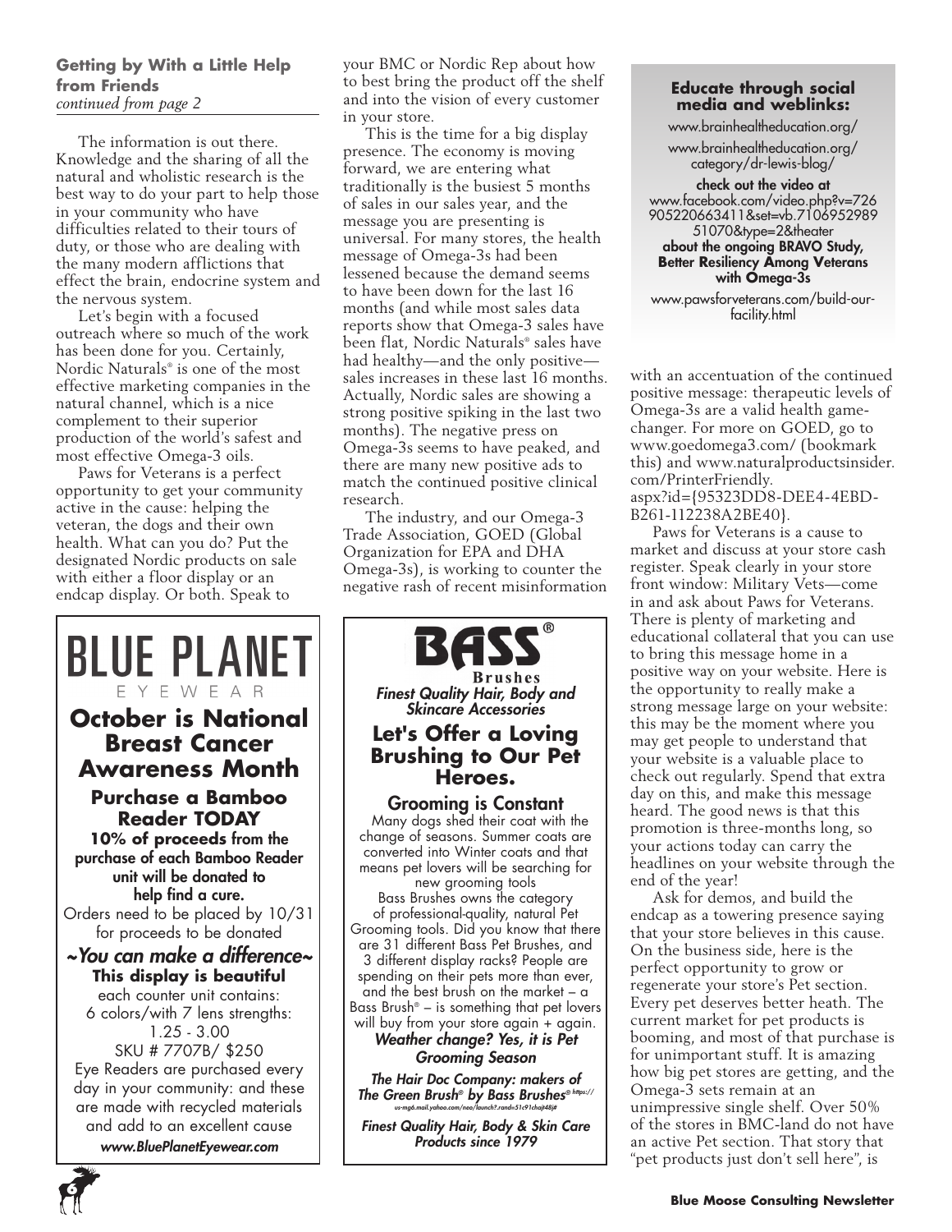**Getting by With a Little Help from Friends**
*continued from page 2*

The information is out there. Knowledge and the sharing of all the natural and wholistic research is the best way to do your part to help those in your community who have difficulties related to their tours of duty, or those who are dealing with the many modern afflictions that effect the brain, endocrine system and the nervous system.

Let's begin with a focused outreach where so much of the work has been done for you. Certainly, Nordic Naturals® is one of the most effective marketing companies in the natural channel, which is a nice complement to their superior production of the world's safest and most effective Omega-3 oils.

Paws for Veterans is a perfect opportunity to get your community active in the cause: helping the veteran, the dogs and their own health. What can you do? Put the designated Nordic products on sale with either a floor display or an endcap display. Or both. Speak to your BMC or Nordic Rep about how to best bring the product off the shelf and into the vision of every customer in your store.

This is the time for a big display presence. The economy is moving forward, we are entering what traditionally is the busiest 5 months of sales in our sales year, and the message you are presenting is universal. For many stores, the health message of Omega-3s had been lessened because the demand seems to have been down for the last 16 months (and while most sales data reports show that Omega-3 sales have been flat, Nordic Naturals® sales have had healthy—and the only positive—sales increases in these last 16 months. Actually, Nordic sales are showing a strong positive spiking in the last two months). The negative press on Omega-3s seems to have peaked, and there are many new positive ads to match the continued positive clinical research.

The industry, and our Omega-3 Trade Association, GOED (Global Organization for EPA and DHA Omega-3s), is working to counter the negative rash of recent misinformation with an accentuation of the continued positive message: therapeutic levels of Omega-3s are a valid health game-changer. For more on GOED, go to www.goedomega3.com/ (bookmark this) and www.naturalproductsinsider.com/PrinterFriendly.aspx?id={95323DD8-DEE4-4EBD-B261-112238A2BE40}.

Paws for Veterans is a cause to market and discuss at your store cash register. Speak clearly in your store front window: Military Vets—come in and ask about Paws for Veterans. There is plenty of marketing and educational collateral that you can use to bring this message home in a positive way on your website. Here is the opportunity to really make a strong message large on your website: this may be the moment where you may get people to understand that your website is a valuable place to check out regularly. Spend that extra day on this, and make this message heard. The good news is that this promotion is three-months long, so your actions today can carry the headlines on your website through the end of the year!

Ask for demos, and build the endcap as a towering presence saying that your store believes in this cause. On the business side, here is the perfect opportunity to grow or regenerate your store's Pet section. Every pet deserves better heath. The current market for pet products is booming, and most of that purchase is for unimportant stuff. It is amazing how big pet stores are getting, and the Omega-3 sets remain at an unimpressive single shelf. Over 50% of the stores in BMC-land do not have an active Pet section. That story that "pet products just don't sell here", is

---

**Educate through social media and weblinks:**

www.brainhealtheducation.org/

www.brainhealtheducation.org/category/dr-lewis-blog/

**check out the video at**
www.facebook.com/video.php?v=726905220663411&set=vb.710695298951070&type=2&theater
**about the ongoing BRAVO Study, Better Resiliency Among Veterans with Omega-3s**

www.pawsforveterans.com/build-our-facility.html

---

# BLUE PLANET
EYEWEAR

## October is National Breast Cancer Awareness Month

### Purchase a Bamboo Reader TODAY

**10% of proceeds from the purchase of each Bamboo Reader unit will be donated to help find a cure.**

Orders need to be placed by 10/31 for proceeds to be donated

***~You can make a difference~***

**This display is beautiful**

each counter unit contains:
6 colors/with 7 lens strengths:
1.25 - 3.00
SKU # 7707B/ $250

Eye Readers are purchased every day in your community: and these are made with recycled materials and add to an excellent cause

***www.BluePlanetEyewear.com***

---

# BASS®
**Brushes**

***Finest Quality Hair, Body and Skincare Accessories***

## Let's Offer a Loving Brushing to Our Pet Heroes.

**Grooming is Constant**

Many dogs shed their coat with the change of seasons. Summer coats are converted into Winter coats and that means pet lovers will be searching for new grooming tools

Bass Brushes owns the category of professional-quality, natural Pet Grooming tools. Did you know that there are 31 different Bass Pet Brushes, and 3 different display racks? People are spending on their pets more than ever, and the best brush on the market – a Bass Brush® – is something that pet lovers will buy from your store again + again.

***Weather change? Yes, it is Pet Grooming Season***

***The Hair Doc Company: makers of The Green Brush® by Bass Brushes®*** https://us-mg6.mail.yahoo.com/neo/launch?.rand=51c91chaji48j#

***Finest Quality Hair, Body & Skin Care Products since 1979***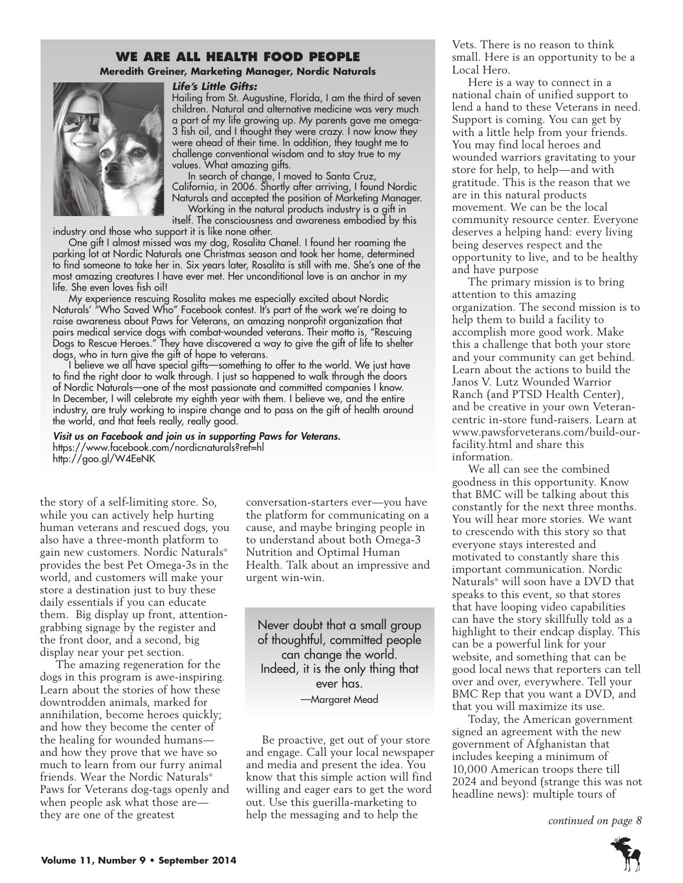## WE ARE ALL HEALTH FOOD PEOPLE

**Meredith Greiner, Marketing Manager, Nordic Naturals**

***Life's Little Gifts:***

Hailing from St. Augustine, Florida, I am the third of seven children. Natural and alternative medicine was very much a part of my life growing up. My parents gave me omega-3 fish oil, and I thought they were crazy. I now know they were ahead of their time. In addition, they taught me to challenge conventional wisdom and to stay true to my values. What amazing gifts.

In search of change, I moved to Santa Cruz, California, in 2006. Shortly after arriving, I found Nordic Naturals and accepted the position of Marketing Manager.

Working in the natural products industry is a gift in itself. The consciousness and awareness embodied by this industry and those who support it is like none other.

One gift I almost missed was my dog, Rosalita Chanel. I found her roaming the parking lot at Nordic Naturals one Christmas season and took her home, determined to find someone to take her in. Six years later, Rosalita is still with me. She's one of the most amazing creatures I have ever met. Her unconditional love is an anchor in my life. She even loves fish oil!

My experience rescuing Rosalita makes me especially excited about Nordic Naturals' "Who Saved Who" Facebook contest. It's part of the work we're doing to raise awareness about Paws for Veterans, an amazing nonprofit organization that pairs medical service dogs with combat-wounded veterans. Their motto is, "Rescuing Dogs to Rescue Heroes." They have discovered a way to give the gift of life to shelter dogs, who in turn give the gift of hope to veterans.

I believe we all have special gifts—something to offer to the world. We just have to find the right door to walk through. I just so happened to walk through the doors of Nordic Naturals—one of the most passionate and committed companies I know. In December, I will celebrate my eighth year with them. I believe we, and the entire industry, are truly working to inspire change and to pass on the gift of health around the world, and that feels really, really good.

***Visit us on Facebook and join us in supporting Paws for Veterans.***
https://www.facebook.com/nordicnaturals?ref=hl
http://goo.gl/W4EeNK

the story of a self-limiting store. So, while you can actively help hurting human veterans and rescued dogs, you also have a three-month platform to gain new customers. Nordic Naturals® provides the best Pet Omega-3s in the world, and customers will make your store a destination just to buy these daily essentials if you can educate them. Big display up front, attention-grabbing signage by the register and the front door, and a second, big display near your pet section.

The amazing regeneration for the dogs in this program is awe-inspiring. Learn about the stories of how these downtrodden animals, marked for annihilation, become heroes quickly; and how they become the center of the healing for wounded humans—and how they prove that we have so much to learn from our furry animal friends. Wear the Nordic Naturals® Paws for Veterans dog-tags openly and when people ask what those are—they are one of the greatest conversation-starters ever—you have the platform for communicating on a cause, and maybe bringing people in to understand about both Omega-3 Nutrition and Optimal Human Health. Talk about an impressive and urgent win-win.

> Never doubt that a small group of thoughtful, committed people can change the world. Indeed, it is the only thing that ever has.
>
> —Margaret Mead

Be proactive, get out of your store and engage. Call your local newspaper and media and present the idea. You know that this simple action will find willing and eager ears to get the word out. Use this guerilla-marketing to help the messaging and to help the Vets. There is no reason to think small. Here is an opportunity to be a Local Hero.

Here is a way to connect in a national chain of unified support to lend a hand to these Veterans in need. Support is coming. You can get by with a little help from your friends. You may find local heroes and wounded warriors gravitating to your store for help, to help—and with gratitude. This is the reason that we are in this natural products movement. We can be the local community resource center. Everyone deserves a helping hand: every living being deserves respect and the opportunity to live, and to be healthy and have purpose

The primary mission is to bring attention to this amazing organization. The second mission is to help them to build a facility to accomplish more good work. Make this a challenge that both your store and your community can get behind. Learn about the actions to build the Janos V. Lutz Wounded Warrior Ranch (and PTSD Health Center), and be creative in your own Veteran-centric in-store fund-raisers. Learn at www.pawsforveterans.com/build-our-facility.html and share this information.

We all can see the combined goodness in this opportunity. Know that BMC will be talking about this constantly for the next three months. You will hear more stories. We want to crescendo with this story so that everyone stays interested and motivated to constantly share this important communication. Nordic Naturals® will soon have a DVD that speaks to this event, so that stores that have looping video capabilities can have the story skillfully told as a highlight to their endcap display. This can be a powerful link for your website, and something that can be good local news that reporters can tell over and over, everywhere. Tell your BMC Rep that you want a DVD, and that you will maximize its use.

Today, the American government signed an agreement with the new government of Afghanistan that includes keeping a minimum of 10,000 American troops there till 2024 and beyond (strange this was not headline news): multiple tours of

*continued on page 8*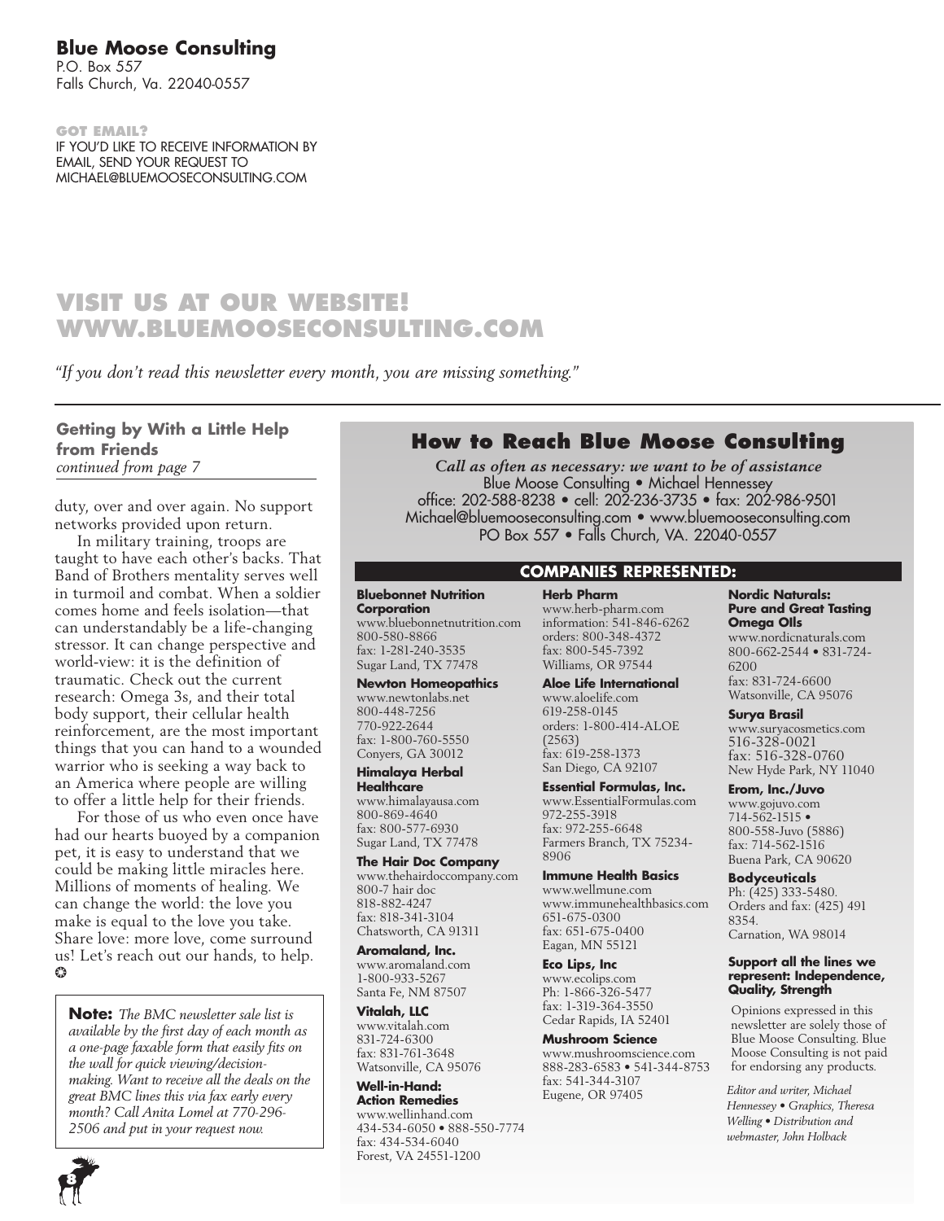**Blue Moose Consulting**
P.O. Box 557
Falls Church, Va. 22040-0557

**GOT EMAIL?**
IF YOU'D LIKE TO RECEIVE INFORMATION BY EMAIL, SEND YOUR REQUEST TO MICHAEL@BLUEMOOSECONSULTING.COM

## VISIT US AT OUR WEBSITE! WWW.BLUEMOOSECONSULTING.COM

*"If you don't read this newsletter every month, you are missing something."*

### Getting by With a Little Help from Friends

*continued from page 7*

duty, over and over again. No support networks provided upon return.

In military training, troops are taught to have each other's backs. That Band of Brothers mentality serves well in turmoil and combat. When a soldier comes home and feels isolation—that can understandably be a life-changing stressor. It can change perspective and world-view: it is the definition of traumatic. Check out the current research: Omega 3s, and their total body support, their cellular health reinforcement, are the most important things that you can hand to a wounded warrior who is seeking a way back to an America where people are willing to offer a little help for their friends.

For those of us who even once have had our hearts buoyed by a companion pet, it is easy to understand that we could be making little miracles here. Millions of moments of healing. We can change the world: the love you make is equal to the love you take. Share love: more love, come surround us! Let's reach out our hands, to help. ✪

**Note:** *The BMC newsletter sale list is available by the first day of each month as a one-page faxable form that easily fits on the wall for quick viewing/decision-making. Want to receive all the deals on the great BMC lines this via fax early every month? Call Anita Lomel at 770-296-2506 and put in your request now.*

## How to Reach Blue Moose Consulting

***Call as often as necessary: we want to be of assistance***
Blue Moose Consulting • Michael Hennessey
office: 202-588-8238 • cell: 202-236-3735 • fax: 202-986-9501
Michael@bluemooseconsulting.com • www.bluemooseconsulting.com
PO Box 557 • Falls Church, VA. 22040-0557

### COMPANIES REPRESENTED:

**Bluebonnet Nutrition Corporation**
www.bluebonnetnutrition.com
800-580-8866
fax: 1-281-240-3535
Sugar Land, TX 77478

**Newton Homeopathics**
www.newtonlabs.net
800-448-7256
770-922-2644
fax: 1-800-760-5550
Conyers, GA 30012

**Himalaya Herbal Healthcare**
www.himalayausa.com
800-869-4640
fax: 800-577-6930
Sugar Land, TX 77478

**The Hair Doc Company**
www.thehairdoccompany.com
800-7 hair doc
818-882-4247
fax: 818-341-3104
Chatsworth, CA 91311

**Aromaland, Inc.**
www.aromaland.com
1-800-933-5267
Santa Fe, NM 87507

**Vitalah, LLC**
www.vitalah.com
831-724-6300
fax: 831-761-3648
Watsonville, CA 95076

**Well-in-Hand: Action Remedies**
www.wellinhand.com
434-534-6050 • 888-550-7774
fax: 434-534-6040
Forest, VA 24551-1200

**Herb Pharm**
www.herb-pharm.com
information: 541-846-6262
orders: 800-348-4372
fax: 800-545-7392
Williams, OR 97544

**Aloe Life International**
www.aloelife.com
619-258-0145
orders: 1-800-414-ALOE (2563)
fax: 619-258-1373
San Diego, CA 92107

**Essential Formulas, Inc.**
www.EssentialFormulas.com
972-255-3918
fax: 972-255-6648
Farmers Branch, TX 75234-8906

**Immune Health Basics**
www.wellmune.com
www.immunehealthbasics.com
651-675-0300
fax: 651-675-0400
Eagan, MN 55121

**Eco Lips, Inc**
www.ecolips.com
Ph: 1-866-326-5477
fax: 1-319-364-3550
Cedar Rapids, IA 52401

**Mushroom Science**
www.mushroomscience.com
888-283-6583 • 541-344-8753
fax: 541-344-3107
Eugene, OR 97405

**Nordic Naturals: Pure and Great Tasting Omega OIls**
www.nordicnaturals.com
800-662-2544 • 831-724-6200
fax: 831-724-6600
Watsonville, CA 95076

**Surya Brasil**
www.suryacosmetics.com
516-328-0021
fax: 516-328-0760
New Hyde Park, NY 11040

**Erom, Inc./Juvo**
www.gojuvo.com
714-562-1515 •
800-558-Juvo (5886)
fax: 714-562-1516
Buena Park, CA 90620

**Bodyceuticals**
Ph: (425) 333-5480.
Orders and fax: (425) 491 8354.
Carnation, WA 98014

**Support all the lines we represent: Independence, Quality, Strength**

Opinions expressed in this newsletter are solely those of Blue Moose Consulting. Blue Moose Consulting is not paid for endorsing any products.

*Editor and writer, Michael Hennessey • Graphics, Theresa Welling • Distribution and webmaster, John Holback*